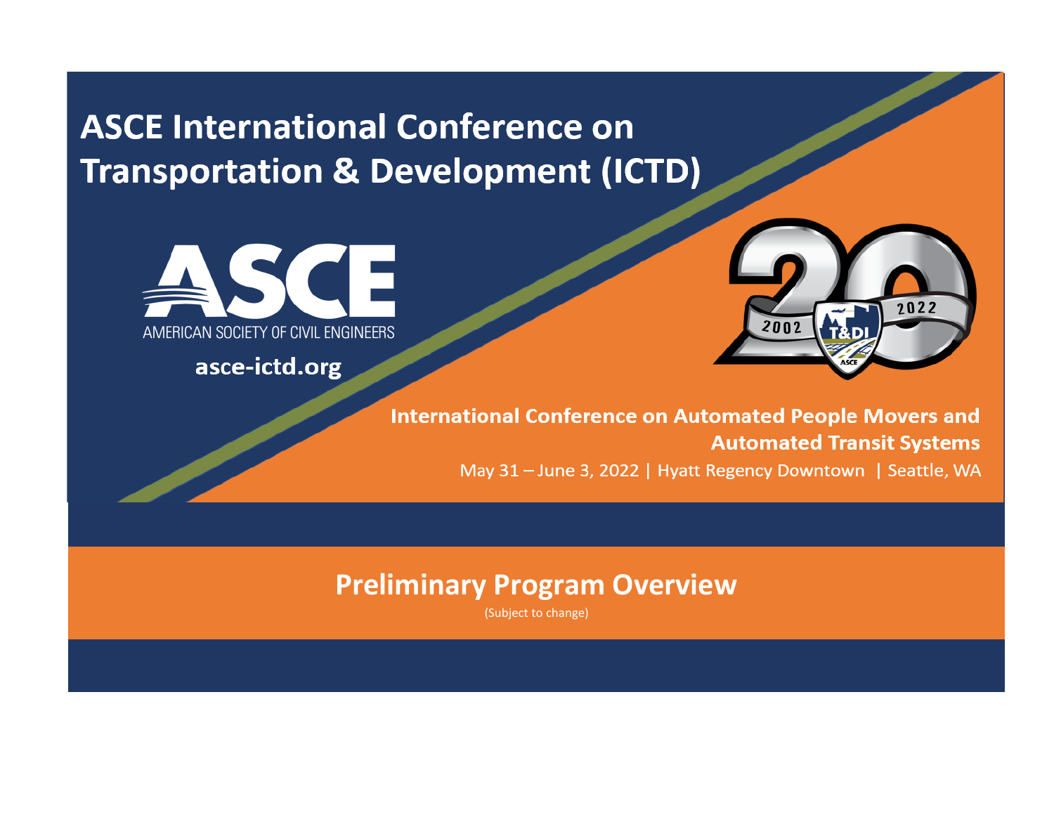# ASCE International Conference on Transportation & Development (ICTD)

ASCE

AMERICAN SOCIETY OF CIVIL ENGINEERS

asce-ictd.org

20 — 2002 — 2022 — T&DI — ASCE

**International Conference on Automated People Movers and Automated Transit Systems**

May 31 – June 3, 2022 | Hyatt Regency Downtown | Seattle, WA

## Preliminary Program Overview

(Subject to change)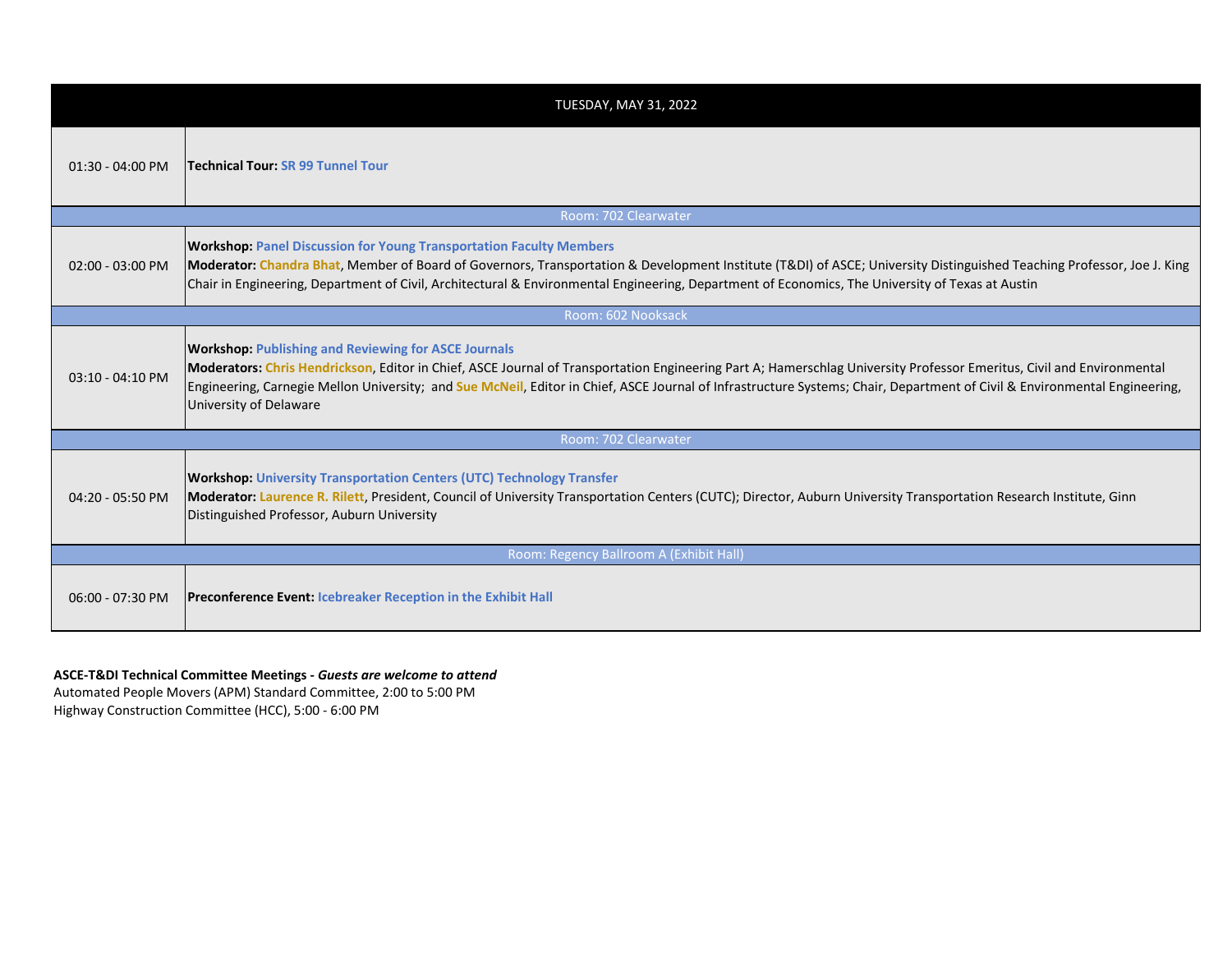| TUESDAY, MAY 31, 2022 | |
|---|---|
| 01:30 - 04:00 PM | **Technical Tour:** **SR 99 Tunnel Tour** |
| | Room: 702 Clearwater |
| 02:00 - 03:00 PM | **Workshop:** **Panel Discussion for Young Transportation Faculty Members**<br>**Moderator:** **Chandra Bhat**, Member of Board of Governors, Transportation & Development Institute (T&DI) of ASCE; University Distinguished Teaching Professor, Joe J. King Chair in Engineering, Department of Civil, Architectural & Environmental Engineering, Department of Economics, The University of Texas at Austin |
| | Room: 602 Nooksack |
| 03:10 - 04:10 PM | **Workshop:** **Publishing and Reviewing for ASCE Journals**<br>**Moderators:** **Chris Hendrickson**, Editor in Chief, ASCE Journal of Transportation Engineering Part A; Hamerschlag University Professor Emeritus, Civil and Environmental Engineering, Carnegie Mellon University; and **Sue McNeil**, Editor in Chief, ASCE Journal of Infrastructure Systems; Chair, Department of Civil & Environmental Engineering, University of Delaware |
| | Room: 702 Clearwater |
| 04:20 - 05:50 PM | **Workshop:** **University Transportation Centers (UTC) Technology Transfer**<br>**Moderator:** **Laurence R. Rilett**, President, Council of University Transportation Centers (CUTC); Director, Auburn University Transportation Research Institute, Ginn Distinguished Professor, Auburn University |
| | Room: Regency Ballroom A (Exhibit Hall) |
| 06:00 - 07:30 PM | **Preconference Event:** **Icebreaker Reception in the Exhibit Hall** |

**ASCE-T&DI Technical Committee Meetings -** ***Guests are welcome to attend***

Automated People Movers (APM) Standard Committee, 2:00 to 5:00 PM

Highway Construction Committee (HCC), 5:00 - 6:00 PM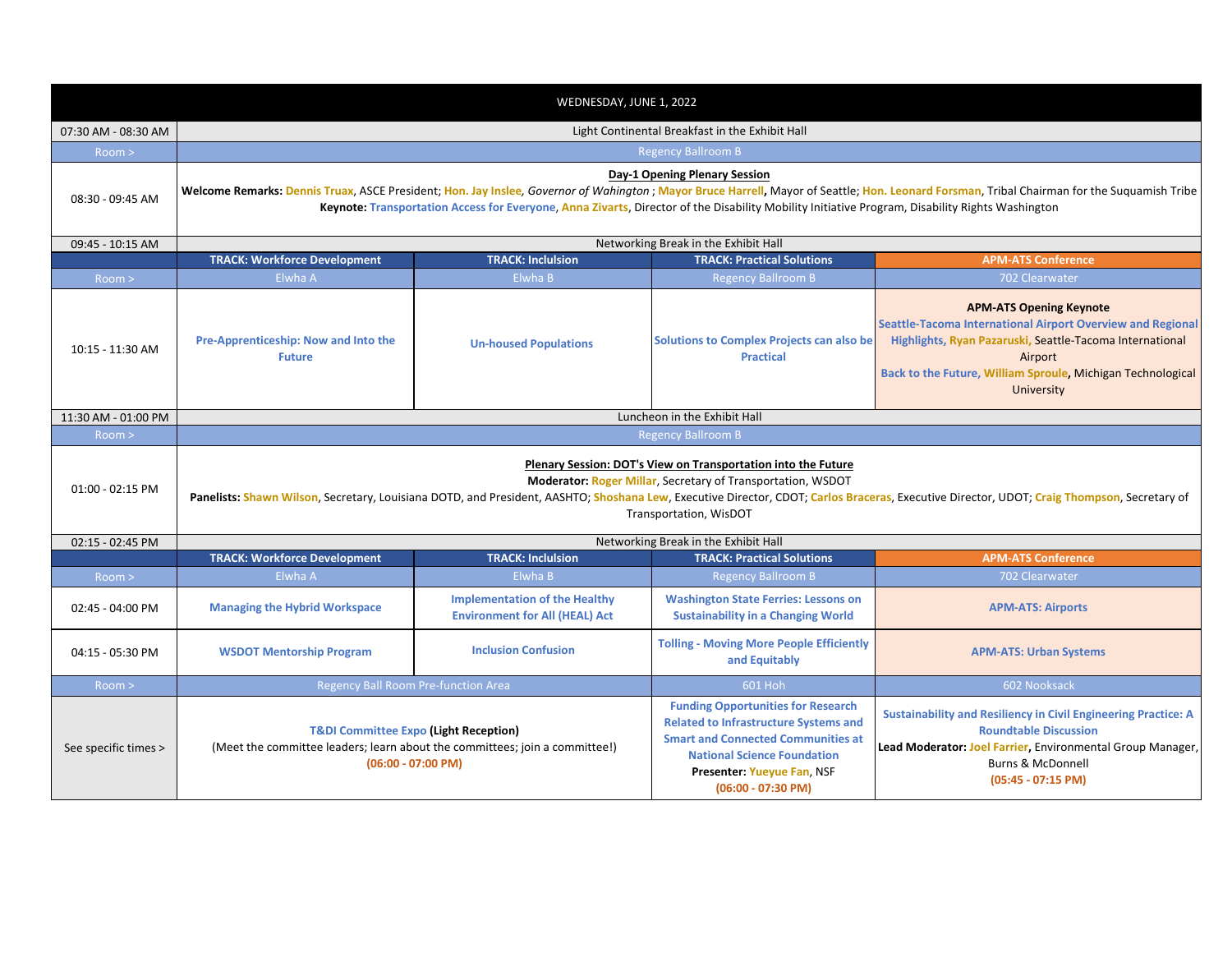| WEDNESDAY, JUNE 1, 2022 | | | | |
|---|---|---|---|---|
| 07:30 AM - 08:30 AM | Light Continental Breakfast in the Exhibit Hall | | | |
| Room > | Regency Ballroom B | | | |
| 08:30 - 09:45 AM | **Day-1 Opening Plenary Session**<br>**Welcome Remarks:** Dennis Truax, ASCE President; **Hon. Jay Inslee**, *Governor of Wahington* ; **Mayor Bruce Harrell**, Mayor of Seattle; **Hon. Leonard Forsman**, Tribal Chairman for the Suquamish Tribe<br>**Keynote:** Transportation Access for Everyone, Anna Zivarts, Director of the Disability Mobility Initiative Program, Disability Rights Washington | | | |
| 09:45 - 10:15 AM | Networking Break in the Exhibit Hall | | | |
| | **TRACK: Workforce Development** | **TRACK: Inclulsion** | **TRACK: Practical Solutions** | **APM-ATS Conference** |
| Room > | Elwha A | Elwha B | Regency Ballroom B | 702 Clearwater |
| 10:15 - 11:30 AM | **Pre-Apprenticeship: Now and Into the Future** | **Un-housed Populations** | **Solutions to Complex Projects can also be Practical** | **APM-ATS Opening Keynote**<br>**Seattle-Tacoma International Airport Overview and Regional Highlights, Ryan Pazaruski,** Seattle-Tacoma International Airport<br>**Back to the Future, William Sproule,** Michigan Technological University |
| 11:30 AM - 01:00 PM | Luncheon in the Exhibit Hall | | | |
| Room > | Regency Ballroom B | | | |
| 01:00 - 02:15 PM | **Plenary Session: DOT's View on Transportation into the Future**<br>**Moderator:** Roger Millar, Secretary of Transportation, WSDOT<br>**Panelists:** Shawn Wilson, Secretary, Louisiana DOTD, and President, AASHTO; Shoshana Lew, Executive Director, CDOT; Carlos Braceras, Executive Director, UDOT; Craig Thompson, Secretary of Transportation, WisDOT | | | |
| 02:15 - 02:45 PM | Networking Break in the Exhibit Hall | | | |
| | **TRACK: Workforce Development** | **TRACK: Inclulsion** | **TRACK: Practical Solutions** | **APM-ATS Conference** |
| Room > | Elwha A | Elwha B | Regency Ballroom B | 702 Clearwater |
| 02:45 - 04:00 PM | **Managing the Hybrid Workspace** | **Implementation of the Healthy Environment for All (HEAL) Act** | **Washington State Ferries: Lessons on Sustainability in a Changing World** | **APM-ATS: Airports** |
| 04:15 - 05:30 PM | **WSDOT Mentorship Program** | **Inclusion Confusion** | **Tolling - Moving More People Efficiently and Equitably** | **APM-ATS: Urban Systems** |
| Room > | Regency Ball Room Pre-function Area | | 601 Hoh | 602 Nooksack |
| See specific times > | **T&DI Committee Expo (Light Reception)**<br>(Meet the committee leaders; learn about the committees; join a committee!)<br>**(06:00 - 07:00 PM)** | | **Funding Opportunities for Research Related to Infrastructure Systems and Smart and Connected Communities at National Science Foundation**<br>**Presenter:** Yueyue Fan, NSF<br>**(06:00 - 07:30 PM)** | **Sustainability and Resiliency in Civil Engineering Practice: A Roundtable Discussion**<br>**Lead Moderator:** Joel Farrier, Environmental Group Manager, Burns & McDonnell<br>**(05:45 - 07:15 PM)** |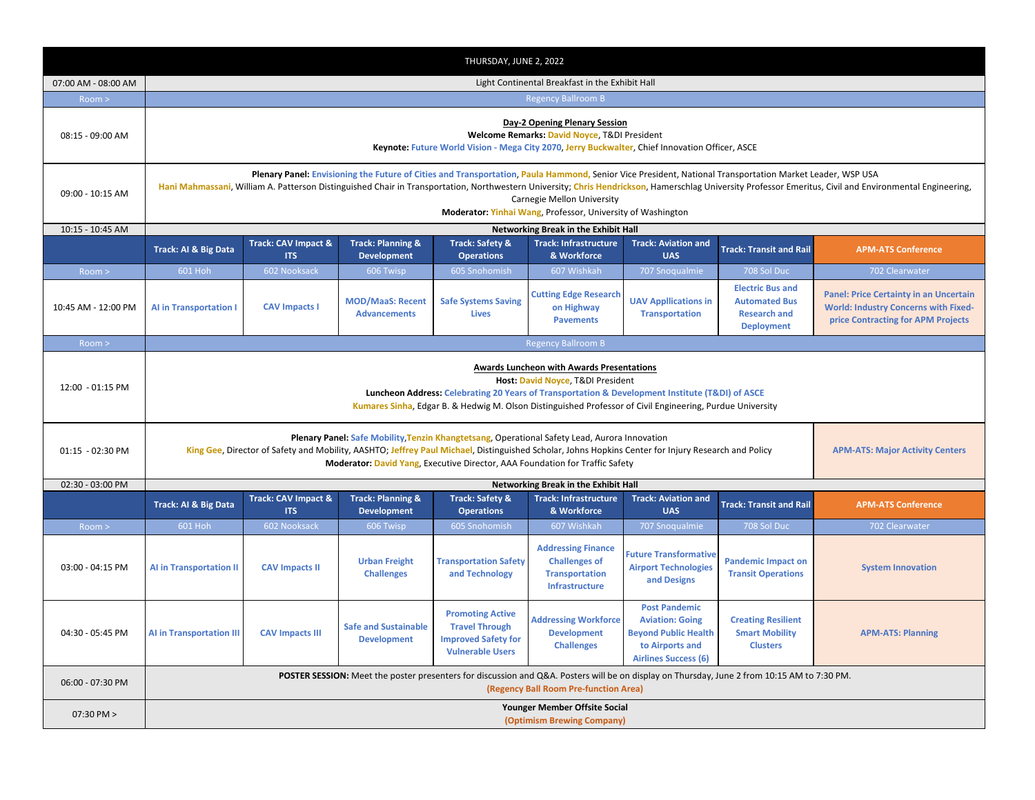| THURSDAY, JUNE 2, 2022 | | | | | | | | |
|---|---|---|---|---|---|---|---|---|
| 07:00 AM - 08:00 AM | Light Continental Breakfast in the Exhibit Hall | | | | | | | |
| Room > | Regency Ballroom B | | | | | | | |
| 08:15 - 09:00 AM | **Day-2 Opening Plenary Session** **Welcome Remarks:** David Noyce, T&DI President **Keynote:** Future World Vision - Mega City 2070, Jerry Buckwalter, Chief Innovation Officer, ASCE | | | | | | | |
| 09:00 - 10:15 AM | **Plenary Panel:** Envisioning the Future of Cities and Transportation, Paula Hammond, Senior Vice President, National Transportation Market Leader, WSP USA Hani Mahmassani, William A. Patterson Distinguished Chair in Transportation, Northwestern University; Chris Hendrickson, Hamerschlag University Professor Emeritus, Civil and Environmental Engineering, Carnegie Mellon University **Moderator:** Yinhai Wang, Professor, University of Washington | | | | | | | |
| 10:15 - 10:45 AM | **Networking Break in the Exhibit Hall** | | | | | | | |
| | **Track: AI & Big Data** | **Track: CAV Impact & ITS** | **Track: Planning & Development** | **Track: Safety & Operations** | **Track: Infrastructure & Workforce** | **Track: Aviation and UAS** | **Track: Transit and Rail** | **APM-ATS Conference** |
| Room > | 601 Hoh | 602 Nooksack | 606 Twisp | 605 Snohomish | 607 Wishkah | 707 Snoqualmie | 708 Sol Duc | 702 Clearwater |
| 10:45 AM - 12:00 PM | **AI in Transportation I** | **CAV Impacts I** | **MOD/MaaS: Recent Advancements** | **Safe Systems Saving Lives** | **Cutting Edge Research on Highway Pavements** | **UAV Appllications in Transportation** | **Electric Bus and Automated Bus Research and Deployment** | **Panel: Price Certainty in an Uncertain World: Industry Concerns with Fixed-price Contracting for APM Projects** |
| Room > | Regency Ballroom B | | | | | | | |
| 12:00 - 01:15 PM | **Awards Luncheon with Awards Presentations** **Host:** David Noyce, T&DI President **Luncheon Address:** **Celebrating 20 Years of Transportation & Development Institute (T&DI) of ASCE** Kumares Sinha, Edgar B. & Hedwig M. Olson Distinguished Professor of Civil Engineering, Purdue University | | | | | | | |
| 01:15 - 02:30 PM | **Plenary Panel:** Safe Mobility, Tenzin Khangtetsang, Operational Safety Lead, Aurora Innovation King Gee, Director of Safety and Mobility, AASHTO; Jeffrey Paul Michael, Distinguished Scholar, Johns Hopkins Center for Injury Research and Policy **Moderator:** David Yang, Executive Director, AAA Foundation for Traffic Safety | | | | | | | **APM-ATS: Major Activity Centers** |
| 02:30 - 03:00 PM | **Networking Break in the Exhibit Hall** | | | | | | | |
| | **Track: AI & Big Data** | **Track: CAV Impact & ITS** | **Track: Planning & Development** | **Track: Safety & Operations** | **Track: Infrastructure & Workforce** | **Track: Aviation and UAS** | **Track: Transit and Rail** | **APM-ATS Conference** |
| Room > | 601 Hoh | 602 Nooksack | 606 Twisp | 605 Snohomish | 607 Wishkah | 707 Snoqualmie | 708 Sol Duc | 702 Clearwater |
| 03:00 - 04:15 PM | **AI in Transportation II** | **CAV Impacts II** | **Urban Freight Challenges** | **Transportation Safety and Technology** | **Addressing Finance Challenges of Transportation Infrastructure** | **Future Transformative Airport Technologies and Designs** | **Pandemic Impact on Transit Operations** | **System Innovation** |
| 04:30 - 05:45 PM | **AI in Transportation III** | **CAV Impacts III** | **Safe and Sustainable Development** | **Promoting Active Travel Through Improved Safety for Vulnerable Users** | **Addressing Workforce Development Challenges** | **Post Pandemic Aviation: Going Beyond Public Health to Airports and Airlines Success (6)** | **Creating Resilient Smart Mobility Clusters** | **APM-ATS: Planning** |
| 06:00 - 07:30 PM | **POSTER SESSION:** Meet the poster presenters for discussion and Q&A. Posters will be on display on Thursday, June 2 from 10:15 AM to 7:30 PM. **(Regency Ball Room Pre-function Area)** | | | | | | | |
| 07:30 PM > | **Younger Member Offsite Social** **(Optimism Brewing Company)** | | | | | | | |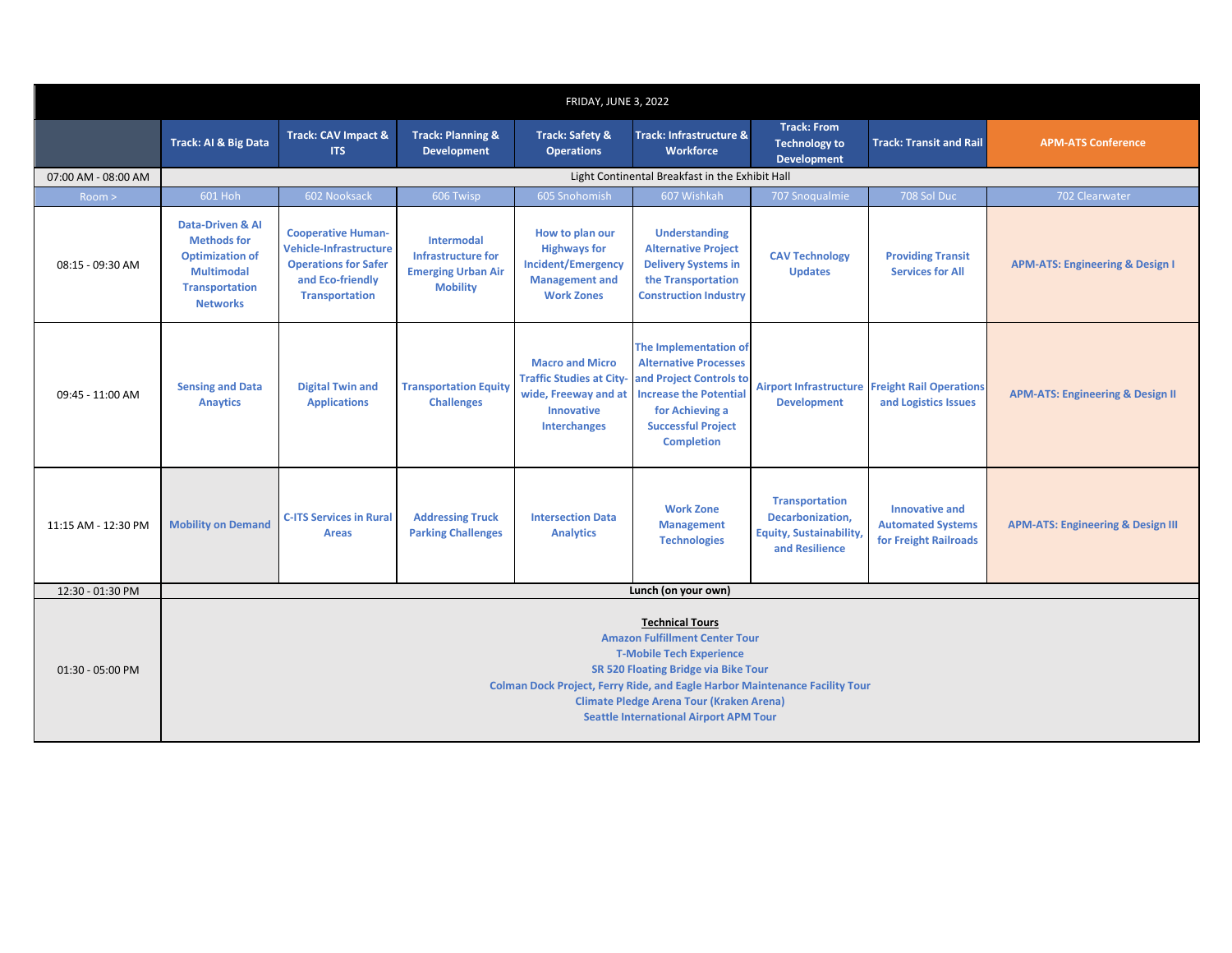| FRIDAY, JUNE 3, 2022 | | | | | | | | |
|---|---|---|---|---|---|---|---|---|
| | Track: AI & Big Data | Track: CAV Impact & ITS | Track: Planning & Development | Track: Safety & Operations | Track: Infrastructure & Workforce | Track: From Technology to Development | Track: Transit and Rail | APM-ATS Conference |
| 07:00 AM - 08:00 AM | Light Continental Breakfast in the Exhibit Hall | | | | | | | |
| Room > | 601 Hoh | 602 Nooksack | 606 Twisp | 605 Snohomish | 607 Wishkah | 707 Snoqualmie | 708 Sol Duc | 702 Clearwater |
| 08:15 - 09:30 AM | Data-Driven & AI Methods for Optimization of Multimodal Transportation Networks | Cooperative Human-Vehicle-Infrastructure Operations for Safer and Eco-friendly Transportation | Intermodal Infrastructure for Emerging Urban Air Mobility | How to plan our Highways for Incident/Emergency Management and Work Zones | Understanding Alternative Project Delivery Systems in the Transportation Construction Industry | CAV Technology Updates | Providing Transit Services for All | APM-ATS: Engineering & Design I |
| 09:45 - 11:00 AM | Sensing and Data Anaytics | Digital Twin and Applications | Transportation Equity Challenges | Macro and Micro Traffic Studies at City-wide, Freeway and at Innovative Interchanges | The Implementation of Alternative Processes and Project Controls to Increase the Potential for Achieving a Successful Project Completion | Airport Infrastructure Development | Freight Rail Operations and Logistics Issues | APM-ATS: Engineering & Design II |
| 11:15 AM - 12:30 PM | Mobility on Demand | C-ITS Services in Rural Areas | Addressing Truck Parking Challenges | Intersection Data Analytics | Work Zone Management Technologies | Transportation Decarbonization, Equity, Sustainability, and Resilience | Innovative and Automated Systems for Freight Railroads | APM-ATS: Engineering & Design III |
| 12:30 - 01:30 PM | **Lunch (on your own)** | | | | | | | |
| 01:30 - 05:00 PM | **Technical Tours**<br>Amazon Fulfillment Center Tour<br>T-Mobile Tech Experience<br>SR 520 Floating Bridge via Bike Tour<br>Colman Dock Project, Ferry Ride, and Eagle Harbor Maintenance Facility Tour<br>Climate Pledge Arena Tour (Kraken Arena)<br>Seattle International Airport APM Tour | | | | | | | |